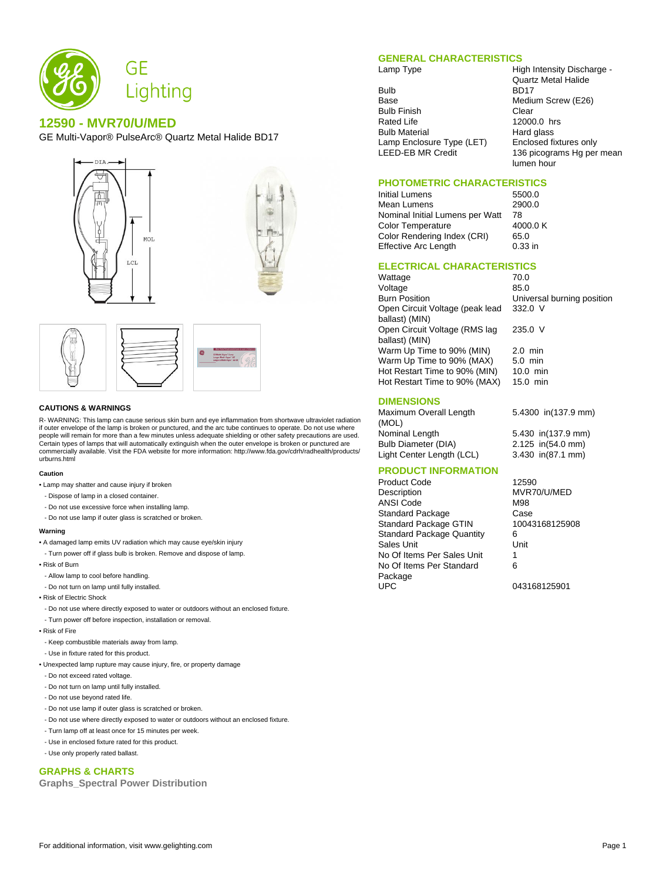# GE Lighting

## 12590 - MVR70/U/MED

GE Multi-Vapor® PulseArc® Quartz Metal Halide BD17

## GENERAL CHARACTERISTICS

| | |
|---|---|
| Lamp Type | High Intensity Discharge - Quartz Metal Halide |
| Bulb | BD17 |
| Base | Medium Screw (E26) |
| Bulb Finish | Clear |
| Rated Life | 12000.0 hrs |
| Bulb Material | Hard glass |
| Lamp Enclosure Type (LET) | Enclosed fixtures only |
| LEED-EB MR Credit | 136 picograms Hg per mean lumen hour |

## PHOTOMETRIC CHARACTERISTICS

| | |
|---|---|
| Initial Lumens | 5500.0 |
| Mean Lumens | 2900.0 |
| Nominal Initial Lumens per Watt | 78 |
| Color Temperature | 4000.0 K |
| Color Rendering Index (CRI) | 65.0 |
| Effective Arc Length | 0.33 in |

## ELECTRICAL CHARACTERISTICS

| | |
|---|---|
| Wattage | 70.0 |
| Voltage | 85.0 |
| Burn Position | Universal burning position |
| Open Circuit Voltage (peak lead ballast) (MIN) | 332.0 V |
| Open Circuit Voltage (RMS lag ballast) (MIN) | 235.0 V |
| Warm Up Time to 90% (MIN) | 2.0 min |
| Warm Up Time to 90% (MAX) | 5.0 min |
| Hot Restart Time to 90% (MIN) | 10.0 min |
| Hot Restart Time to 90% (MAX) | 15.0 min |

## DIMENSIONS

| | |
|---|---|
| Maximum Overall Length (MOL) | 5.4300 in(137.9 mm) |
| Nominal Length | 5.430 in(137.9 mm) |
| Bulb Diameter (DIA) | 2.125 in(54.0 mm) |
| Light Center Length (LCL) | 3.430 in(87.1 mm) |

## PRODUCT INFORMATION

| | |
|---|---|
| Product Code | 12590 |
| Description | MVR70/U/MED |
| ANSI Code | M98 |
| Standard Package | Case |
| Standard Package GTIN | 10043168125908 |
| Standard Package Quantity | 6 |
| Sales Unit | Unit |
| No Of Items Per Sales Unit | 1 |
| No Of Items Per Standard Package | 6 |
| UPC | 043168125901 |

### CAUTIONS & WARNINGS

R- WARNING: This lamp can cause serious skin burn and eye inflammation from shortwave ultraviolet radiation if outer envelope of the lamp is broken or punctured, and the arc tube continues to operate. Do not use where people will remain for more than a few minutes unless adequate shielding or other safety precautions are used. Certain types of lamps that will automatically extinguish when the outer envelope is broken or punctured are commercially available. Visit the FDA website for more information: http://www.fda.gov/cdrh/radhealth/products/urburns.html

**Caution**

- Lamp may shatter and cause injury if broken
  - Dispose of lamp in a closed container.
  - Do not use excessive force when installing lamp.
  - Do not use lamp if outer glass is scratched or broken.

**Warning**

- A damaged lamp emits UV radiation which may cause eye/skin injury
  - Turn power off if glass bulb is broken. Remove and dispose of lamp.
- Risk of Burn
  - Allow lamp to cool before handling.
  - Do not turn on lamp until fully installed.
- Risk of Electric Shock
  - Do not use where directly exposed to water or outdoors without an enclosed fixture.
  - Turn power off before inspection, installation or removal.
- Risk of Fire
  - Keep combustible materials away from lamp.
  - Use in fixture rated for this product.
- Unexpected lamp rupture may cause injury, fire, or property damage
  - Do not exceed rated voltage.
  - Do not turn on lamp until fully installed.
  - Do not use beyond rated life.
  - Do not use lamp if outer glass is scratched or broken.
  - Do not use where directly exposed to water or outdoors without an enclosed fixture.
  - Turn lamp off at least once for 15 minutes per week.
  - Use in enclosed fixture rated for this product.
  - Use only properly rated ballast.

## GRAPHS & CHARTS

### Graphs_Spectral Power Distribution

For additional information, visit www.gelighting.com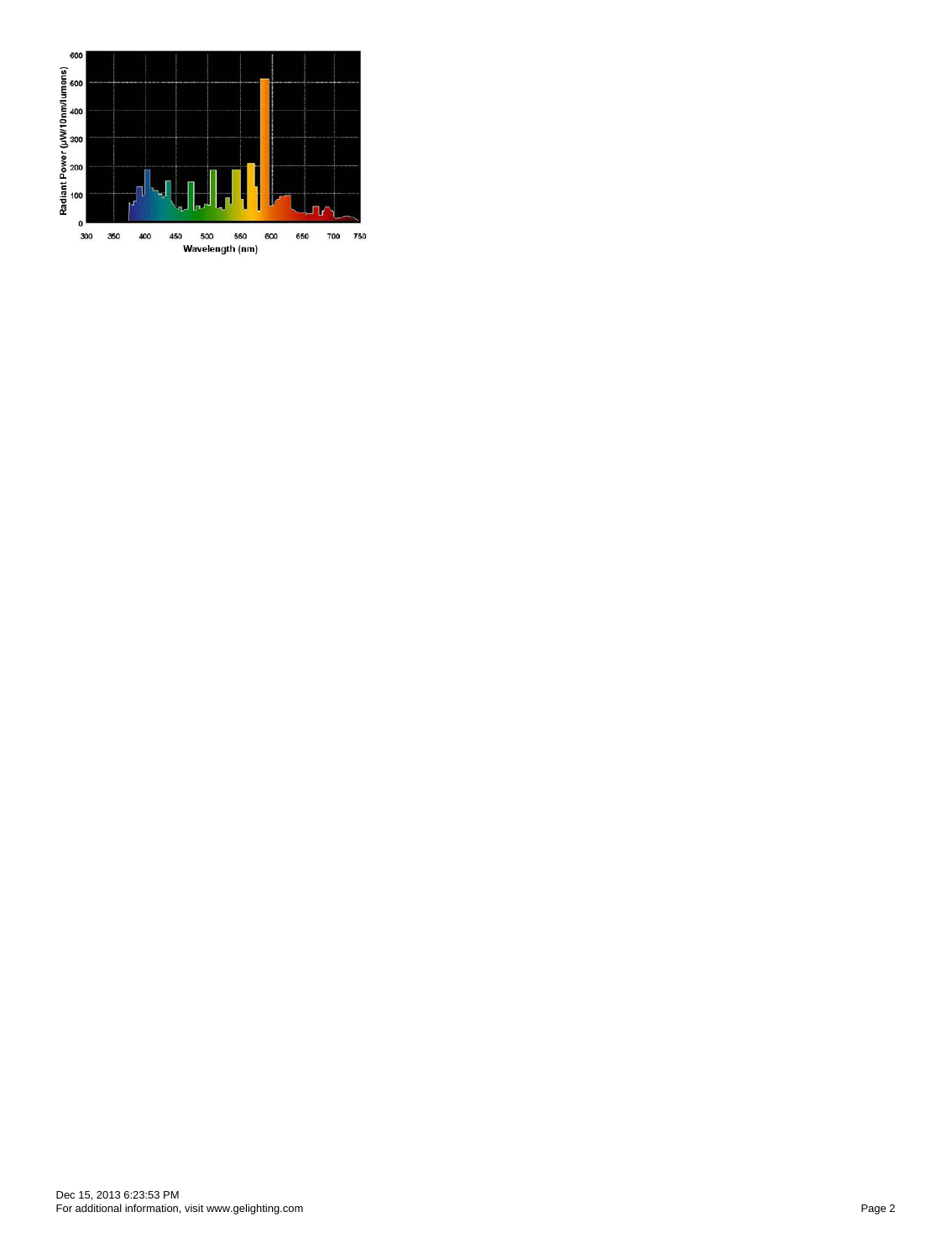Radiant Power (µW/10nm/lumens)

600
500
400
300
200
100
0

300 350 400 450 500 550 600 650 700 750

Wavelength (nm)

Dec 15, 2013 6:23:53 PM
For additional information, visit www.gelighting.com